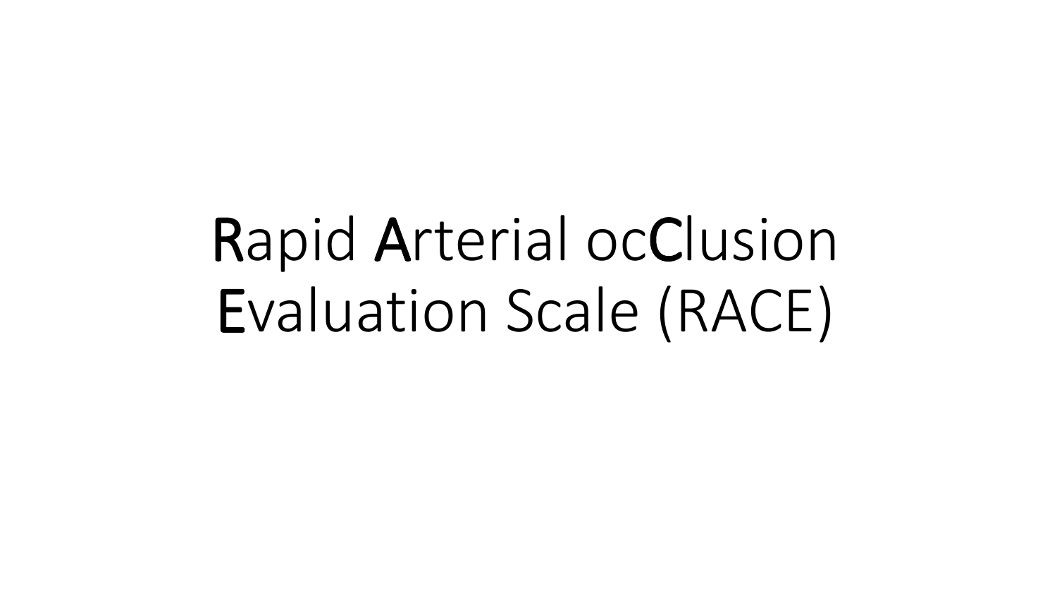# **R**apid **A**rterial oc**C**lusion **E**valuation Scale (RACE)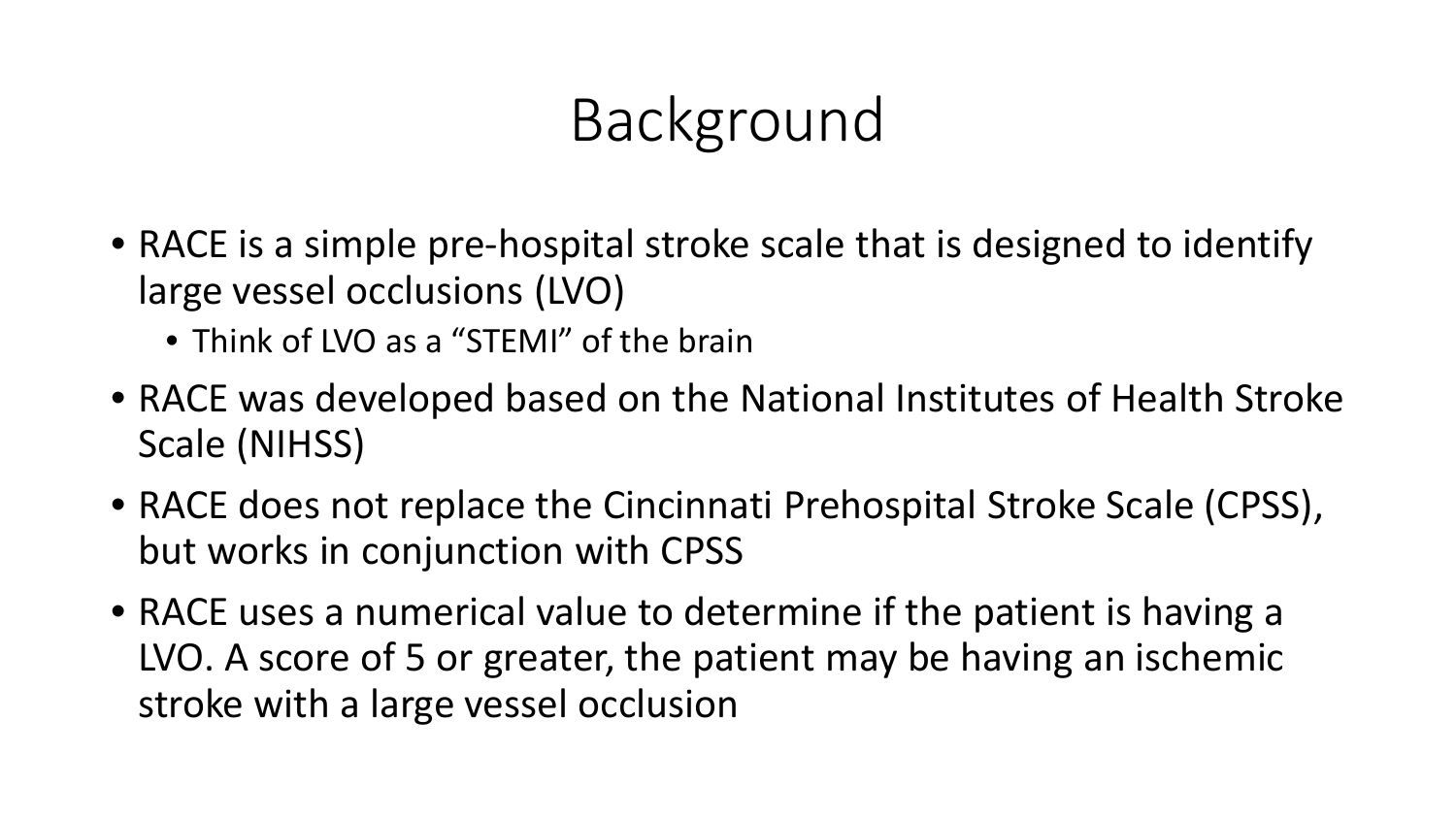# Background

- RACE is a simple pre-hospital stroke scale that is designed to identify large vessel occlusions (LVO)
  - Think of LVO as a "STEMI" of the brain
- RACE was developed based on the National Institutes of Health Stroke Scale (NIHSS)
- RACE does not replace the Cincinnati Prehospital Stroke Scale (CPSS), but works in conjunction with CPSS
- RACE uses a numerical value to determine if the patient is having a LVO. A score of 5 or greater, the patient may be having an ischemic stroke with a large vessel occlusion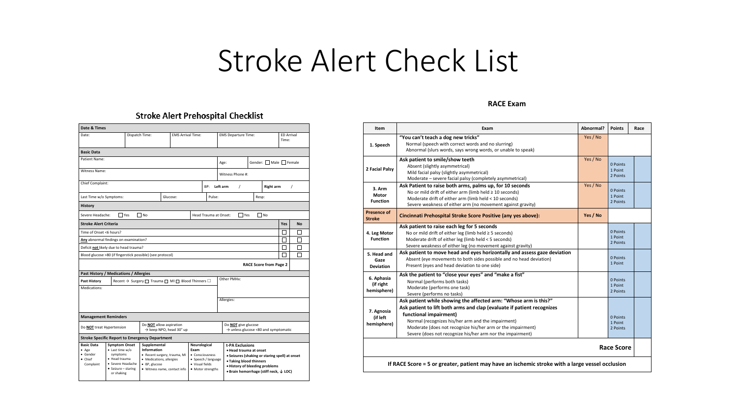# Stroke Alert Check List

## Stroke Alert Prehospital Checklist

| Date & Times | | | | | |
|---|---|---|---|---|---|
| Date: | Dispatch Time: | EMS Arrival Time: | EMS Departure Time: | | ED Arrival Time: |

| Basic Data | | | |
|---|---|---|---|
| Patient Name: | | Age: | Gender: ☐ Male ☐ Female |
| Witness Name: | | Witness Phone #: | |
| Chief Complaint: | BP: Left arm / | | Right arm / |
| Last Time w/o Symptoms: | Glucose: | Pulse: | Resp: |

| History | |
|---|---|
| Severe Headache: ☐ Yes ☐ No | Head Trauma at Onset: ☐ Yes ☐ No |

| Stroke Alert Criteria | Yes | No |
|---|---|---|
| Time of Onset <6 hours? | ☐ | ☐ |
| **Any** abnormal findings on examination? | ☐ | ☐ |
| Deficit **not** likely due to head trauma? | ☐ | ☐ |
| Blood glucose >80 (if fingerstick possible) (see protocol) | ☐ | ☐ |
| **RACE Score from Page 2** | | |

| Past History / Medications / Allergies | |
|---|---|
| **Past History** Recent → Surgery ☐ Trauma ☐ MI ☐ Blood Thinners ☐ | Other PMHx: |
| Medications: | Allergies: |

| Management Reminders | | |
|---|---|---|
| Do **NOT** treat Hypertension | Do **NOT** allow aspiration → keep NPO, head 30° up | Do **NOT** give glucose → unless glucose <80 and symptomatic |

**Stroke Specific Report to Emergency Department**

| Basic Data | Symptom Onset | Supplemental Information | Neurological Exam | t-PA Exclusions |
|---|---|---|---|---|
| • Age<br>• Gender<br>• Chief Complaint | • Last time w/o symptoms<br>• Head trauma<br>• Severe Headache<br>• Seizure – staring or shaking | • Recent surgery, trauma, MI<br>• Medications, allergies<br>• BP, glucose<br>• Witness name, contact info | • Consciousness<br>• Speech / language<br>• Visual fields<br>• Motor strengths | • **Head trauma at onset**<br>• **Seizures (shaking or staring spell) at onset**<br>• **Taking blood thinners**<br>• **History of bleeding problems**<br>• **Brain hemorrhage (stiff neck, ↓ LOC)** |

## RACE Exam

| Item | Exam | Abnormal? | Points | Race |
|---|---|---|---|---|
| 1. Speech | **"You can't teach a dog new tricks"**<br>Normal (speech with correct words and no slurring)<br>Abnormal (slurs words, says wrong words, or unable to speak) | Yes / No | | |
| 2 Facial Palsy | **Ask patient to smile/show teeth**<br>Absent (slightly asymmetrical)<br>Mild facial palsy (slightly asymmetrical)<br>Moderate – severe facial palsy (completely asymmetrical) | Yes / No | 0 Points<br>1 Point<br>2 Points | |
| 3. Arm Motor Function | **Ask Patient to raise both arms, palms up, for 10 seconds**<br>No or mild drift of either arm (limb held ≥ 10 seconds)<br>Moderate drift of either arm (limb held < 10 seconds)<br>Severe weakness of either arm (no movement against gravity) | Yes / No | 0 Points<br>1 Point<br>2 Points | |
| **Presence of Stroke** | **Cincinnati Prehospital Stroke Score Positive (any yes above):** | **Yes / No** | | |
| 4. Leg Motor Function | **Ask patient to raise each leg for 5 seconds**<br>No or mild drift of either leg (limb held ≥ 5 seconds)<br>Moderate drift of either leg (limb held < 5 seconds)<br>Severe weakness of either leg (no movement against gravity) | | 0 Points<br>1 Point<br>2 Points | |
| 5. Head and Gaze Deviation | **Ask patient to move head and eyes horizontally and assess gaze deviation**<br>Absent (eye movements to both sides possible and no head deviation)<br>Present (eyes and head deviation to one side) | | 0 Points<br>1 Point | |
| 6. Aphasia (if right hemisphere) | **Ask the patient to "close your eyes" and "make a fist"**<br>Normal (performs both tasks)<br>Moderate (performs one task)<br>Severe (performs no tasks) | | 0 Points<br>1 Point<br>2 Points | |
| 7. Agnosia (if left hemisphere) | **Ask patient while showing the affected arm: "Whose arm is this?"**<br>**Ask patient to lift both arms and clap (evaluate if patient recognizes functional impairment)**<br>Normal (recognizes his/her arm and the impairment)<br>Moderate (does not recognize his/her arm or the impairment)<br>Severe (does not recognize his/her arm nor the impairment) | | 0 Points<br>1 Point<br>2 Points | |
| | | | **Race Score** | |

**If RACE Score = 5 or greater, patient may have an ischemic stroke with a large vessel occlusion**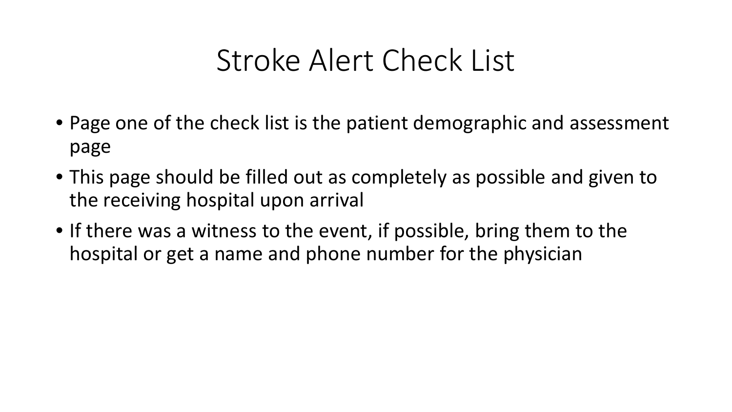# Stroke Alert Check List

- Page one of the check list is the patient demographic and assessment page
- This page should be filled out as completely as possible and given to the receiving hospital upon arrival
- If there was a witness to the event, if possible, bring them to the hospital or get a name and phone number for the physician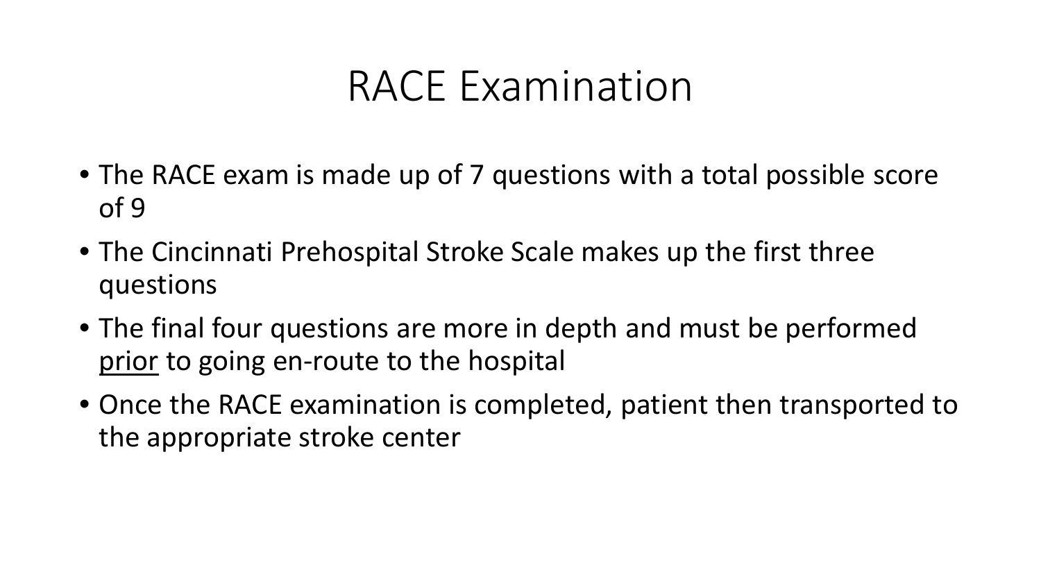# RACE Examination

- The RACE exam is made up of 7 questions with a total possible score of 9
- The Cincinnati Prehospital Stroke Scale makes up the first three questions
- The final four questions are more in depth and must be performed <u>prior</u> to going en-route to the hospital
- Once the RACE examination is completed, patient then transported to the appropriate stroke center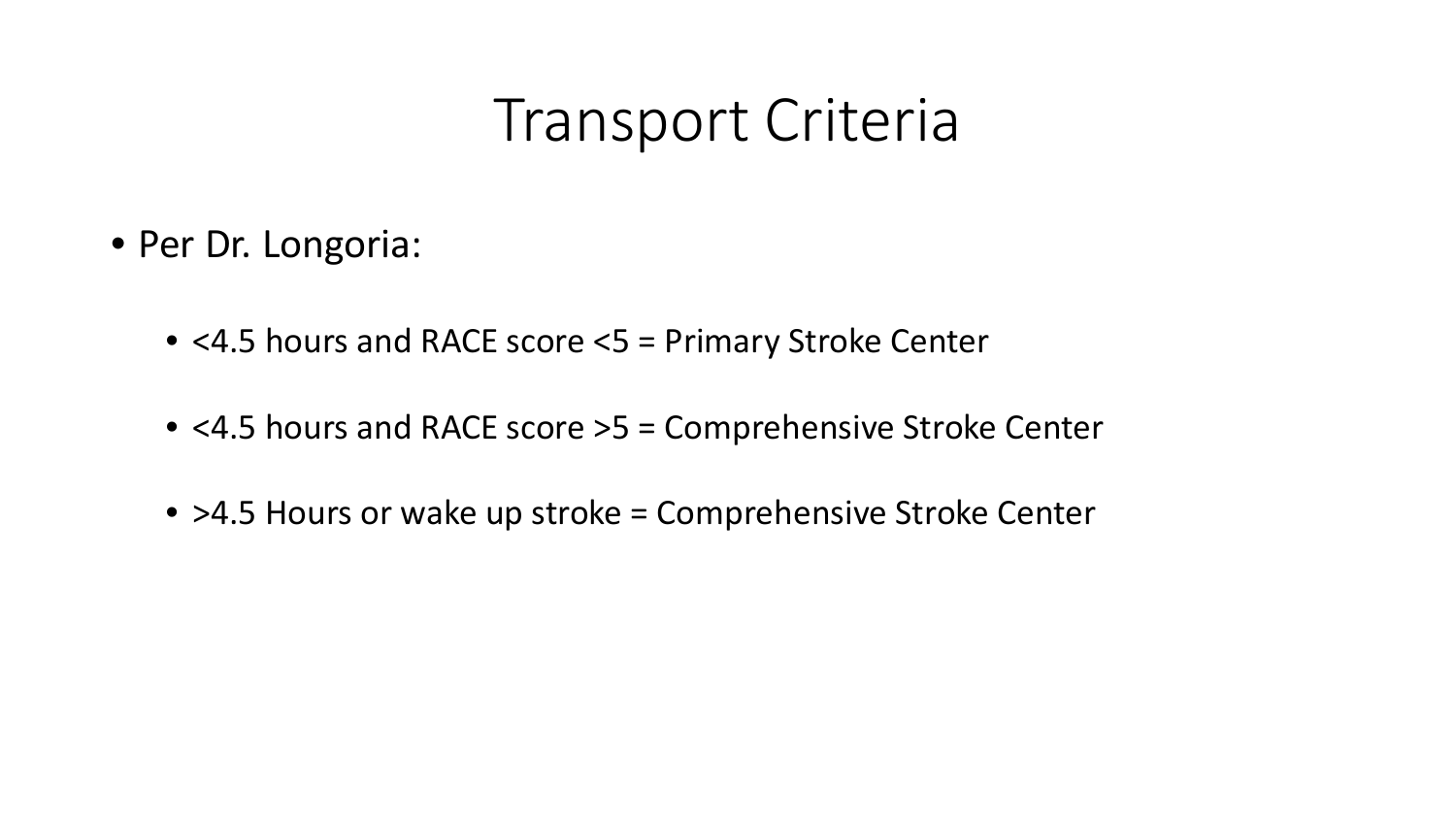# Transport Criteria

- Per Dr. Longoria:
  - <4.5 hours and RACE score <5 = Primary Stroke Center
  - <4.5 hours and RACE score >5 = Comprehensive Stroke Center
  - >4.5 Hours or wake up stroke = Comprehensive Stroke Center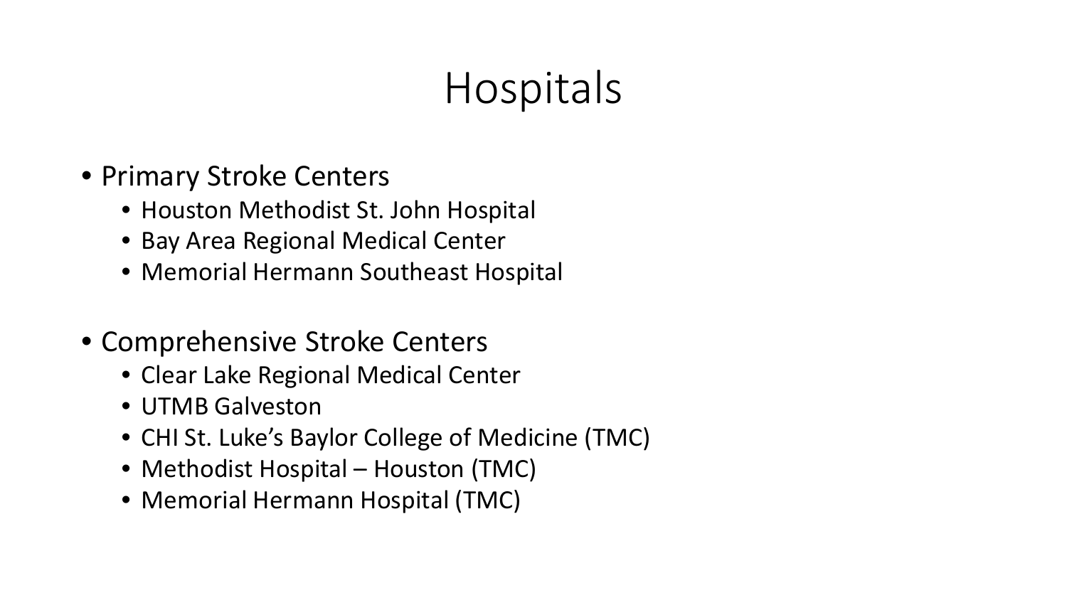# Hospitals

- Primary Stroke Centers
  - Houston Methodist St. John Hospital
  - Bay Area Regional Medical Center
  - Memorial Hermann Southeast Hospital

- Comprehensive Stroke Centers
  - Clear Lake Regional Medical Center
  - UTMB Galveston
  - CHI St. Luke's Baylor College of Medicine (TMC)
  - Methodist Hospital – Houston (TMC)
  - Memorial Hermann Hospital (TMC)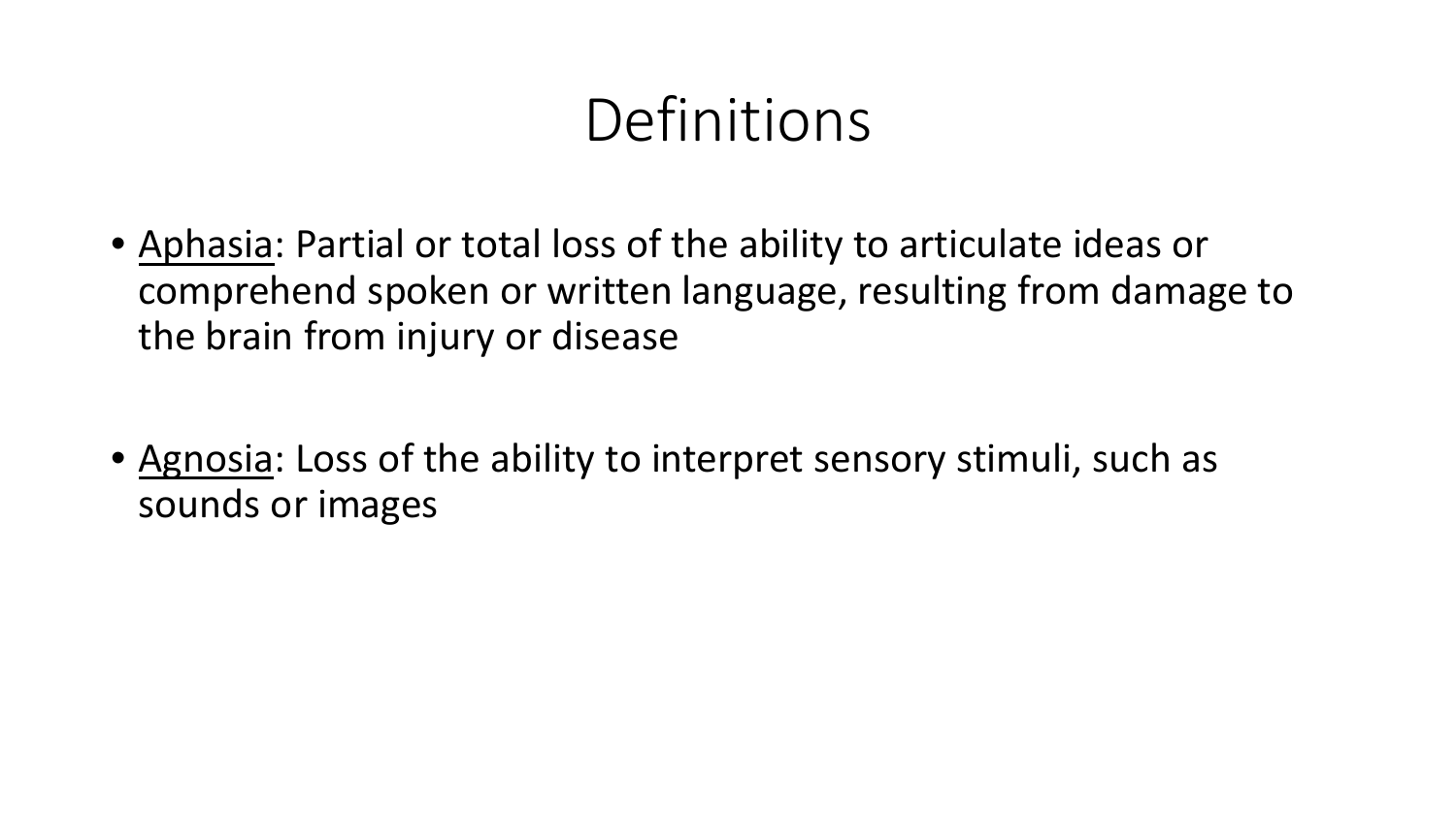# Definitions

- Aphasia: Partial or total loss of the ability to articulate ideas or comprehend spoken or written language, resulting from damage to the brain from injury or disease
- Agnosia: Loss of the ability to interpret sensory stimuli, such as sounds or images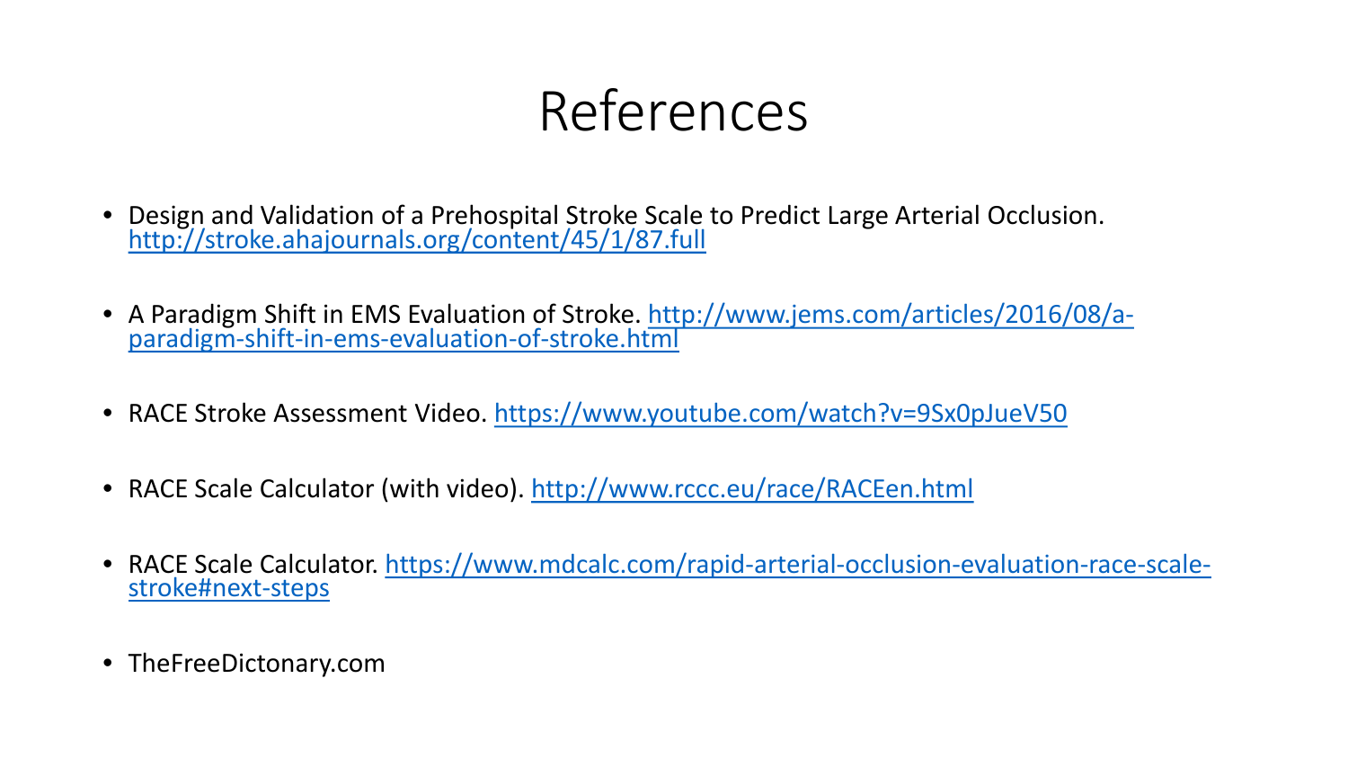# References

- Design and Validation of a Prehospital Stroke Scale to Predict Large Arterial Occlusion. http://stroke.ahajournals.org/content/45/1/87.full
- A Paradigm Shift in EMS Evaluation of Stroke. http://www.jems.com/articles/2016/08/a-paradigm-shift-in-ems-evaluation-of-stroke.html
- RACE Stroke Assessment Video. https://www.youtube.com/watch?v=9Sx0pJueV50
- RACE Scale Calculator (with video). http://www.rccc.eu/race/RACEen.html
- RACE Scale Calculator. https://www.mdcalc.com/rapid-arterial-occlusion-evaluation-race-scale-stroke#next-steps
- TheFreeDictonary.com